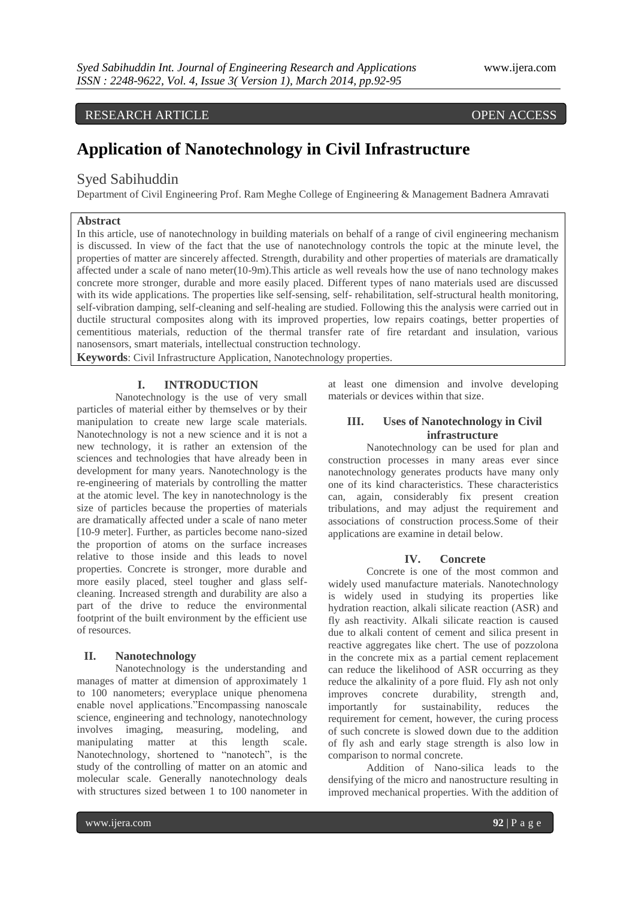RESEARCH ARTICLE OPEN ACCESS

# Application of Nanotechnology in Civil Infrastructure

Syed Sabihuddin

Department of Civil Engineering Prof. Ram Meghe College of Engineering & Management Badnera Amravati

## Abstract

In this article, use of nanotechnology in building materials on behalf of a range of civil engineering mechanism is discussed. In view of the fact that the use of nanotechnology controls the topic at the minute level, the properties of matter are sincerely affected. Strength, durability and other properties of materials are dramatically affected under a scale of nano meter(10-9m).This article as well reveals how the use of nano technology makes concrete more stronger, durable and more easily placed. Different types of nano materials used are discussed with its wide applications. The properties like self-sensing, self- rehabilitation, self-structural health monitoring, self-vibration damping, self-cleaning and self-healing are studied. Following this the analysis were carried out in ductile structural composites along with its improved properties, low repairs coatings, better properties of cementitious materials, reduction of the thermal transfer rate of fire retardant and insulation, various nanosensors, smart materials, intellectual construction technology.

**Keywords**: Civil Infrastructure Application, Nanotechnology properties.

## I. INTRODUCTION

Nanotechnology is the use of very small particles of material either by themselves or by their manipulation to create new large scale materials. Nanotechnology is not a new science and it is not a new technology, it is rather an extension of the sciences and technologies that have already been in development for many years. Nanotechnology is the re-engineering of materials by controlling the matter at the atomic level. The key in nanotechnology is the size of particles because the properties of materials are dramatically affected under a scale of nano meter [10-9 meter]. Further, as particles become nano-sized the proportion of atoms on the surface increases relative to those inside and this leads to novel properties. Concrete is stronger, more durable and more easily placed, steel tougher and glass self-cleaning. Increased strength and durability are also a part of the drive to reduce the environmental footprint of the built environment by the efficient use of resources.

## II. Nanotechnology

Nanotechnology is the understanding and manages of matter at dimension of approximately 1 to 100 nanometers; everyplace unique phenomena enable novel applications."Encompassing nanoscale science, engineering and technology, nanotechnology involves imaging, measuring, modeling, and manipulating matter at this length scale. Nanotechnology, shortened to "nanotech", is the study of the controlling of matter on an atomic and molecular scale. Generally nanotechnology deals with structures sized between 1 to 100 nanometer in at least one dimension and involve developing materials or devices within that size.

## III. Uses of Nanotechnology in Civil infrastructure

Nanotechnology can be used for plan and construction processes in many areas ever since nanotechnology generates products have many only one of its kind characteristics. These characteristics can, again, considerably fix present creation tribulations, and may adjust the requirement and associations of construction process.Some of their applications are examine in detail below.

## IV. Concrete

Concrete is one of the most common and widely used manufacture materials. Nanotechnology is widely used in studying its properties like hydration reaction, alkali silicate reaction (ASR) and fly ash reactivity. Alkali silicate reaction is caused due to alkali content of cement and silica present in reactive aggregates like chert. The use of pozzolona in the concrete mix as a partial cement replacement can reduce the likelihood of ASR occurring as they reduce the alkalinity of a pore fluid. Fly ash not only improves concrete durability, strength and, importantly for sustainability, reduces the requirement for cement, however, the curing process of such concrete is slowed down due to the addition of fly ash and early stage strength is also low in comparison to normal concrete.

Addition of Nano-silica leads to the densifying of the micro and nanostructure resulting in improved mechanical properties. With the addition of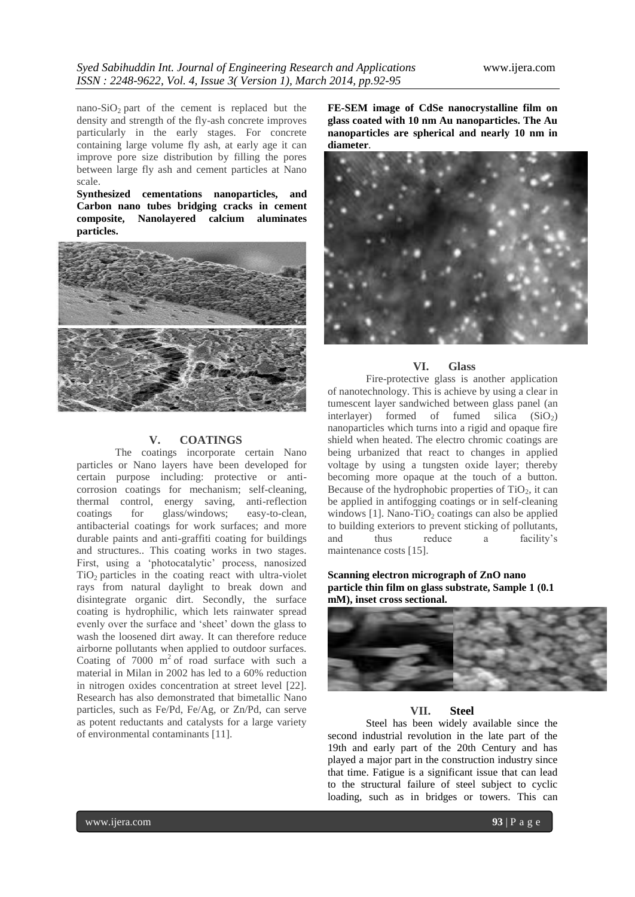nano-$SiO_2$ part of the cement is replaced but the density and strength of the fly-ash concrete improves particularly in the early stages. For concrete containing large volume fly ash, at early age it can improve pore size distribution by filling the pores between large fly ash and cement particles at Nano scale.

**Synthesized cementations nanoparticles, and Carbon nano tubes bridging cracks in cement composite, Nanolayered calcium aluminates particles.**

## V. COATINGS

The coatings incorporate certain Nano particles or Nano layers have been developed for certain purpose including: protective or anti-corrosion coatings for mechanism; self-cleaning, thermal control, energy saving, anti-reflection coatings for glass/windows; easy-to-clean, antibacterial coatings for work surfaces; and more durable paints and anti-graffiti coating for buildings and structures.. This coating works in two stages. First, using a 'photocatalytic' process, nanosized $TiO_2$ particles in the coating react with ultra-violet rays from natural daylight to break down and disintegrate organic dirt. Secondly, the surface coating is hydrophilic, which lets rainwater spread evenly over the surface and 'sheet' down the glass to wash the loosened dirt away. It can therefore reduce airborne pollutants when applied to outdoor surfaces. Coating of 7000 $m^2$ of road surface with such a material in Milan in 2002 has led to a 60% reduction in nitrogen oxides concentration at street level [22]. Research has also demonstrated that bimetallic Nano particles, such as Fe/Pd, Fe/Ag, or Zn/Pd, can serve as potent reductants and catalysts for a large variety of environmental contaminants [11].

**FE-SEM image of CdSe nanocrystalline film on glass coated with 10 nm Au nanoparticles. The Au nanoparticles are spherical and nearly 10 nm in diameter**.

## VI. Glass

Fire-protective glass is another application of nanotechnology. This is achieve by using a clear in tumescent layer sandwiched between glass panel (an interlayer) formed of fumed silica ($SiO_2$) nanoparticles which turns into a rigid and opaque fire shield when heated. The electro chromic coatings are being urbanized that react to changes in applied voltage by using a tungsten oxide layer; thereby becoming more opaque at the touch of a button. Because of the hydrophobic properties of $TiO_2$, it can be applied in antifogging coatings or in self-cleaning windows [1]. Nano-$TiO_2$ coatings can also be applied to building exteriors to prevent sticking of pollutants, and thus reduce a facility's maintenance costs [15].

**Scanning electron micrograph of ZnO nano particle thin film on glass substrate, Sample 1 (0.1 mM), inset cross sectional.**

## VII. Steel

Steel has been widely available since the second industrial revolution in the late part of the 19th and early part of the 20th Century and has played a major part in the construction industry since that time. Fatigue is a significant issue that can lead to the structural failure of steel subject to cyclic loading, such as in bridges or towers. This can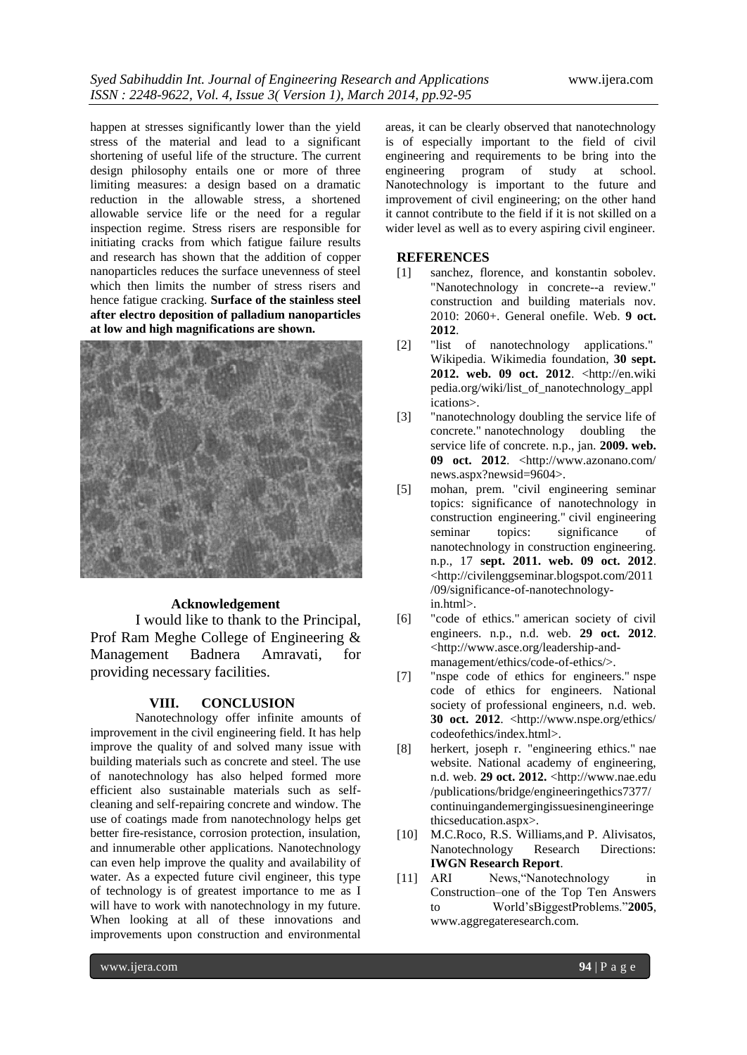happen at stresses significantly lower than the yield stress of the material and lead to a significant shortening of useful life of the structure. The current design philosophy entails one or more of three limiting measures: a design based on a dramatic reduction in the allowable stress, a shortened allowable service life or the need for a regular inspection regime. Stress risers are responsible for initiating cracks from which fatigue failure results and research has shown that the addition of copper nanoparticles reduces the surface unevenness of steel which then limits the number of stress risers and hence fatigue cracking. **Surface of the stainless steel after electro deposition of palladium nanoparticles at low and high magnifications are shown.**

**Acknowledgement**

I would like to thank to the Principal, Prof Ram Meghe College of Engineering & Management Badnera Amravati, for providing necessary facilities.

## VIII. CONCLUSION

Nanotechnology offer infinite amounts of improvement in the civil engineering field. It has help improve the quality of and solved many issue with building materials such as concrete and steel. The use of nanotechnology has also helped formed more efficient also sustainable materials such as self-cleaning and self-repairing concrete and window. The use of coatings made from nanotechnology helps get better fire-resistance, corrosion protection, insulation, and innumerable other applications. Nanotechnology can even help improve the quality and availability of water. As a expected future civil engineer, this type of technology is of greatest importance to me as I will have to work with nanotechnology in my future. When looking at all of these innovations and improvements upon construction and environmental areas, it can be clearly observed that nanotechnology is of especially important to the field of civil engineering and requirements to be bring into the engineering program of study at school. Nanotechnology is important to the future and improvement of civil engineering; on the other hand it cannot contribute to the field if it is not skilled on a wider level as well as to every aspiring civil engineer.

## REFERENCES

[1] sanchez, florence, and konstantin sobolev. "Nanotechnology in concrete--a review." construction and building materials nov. 2010: 2060+. General onefile. Web. **9 oct. 2012**.

[2] "list of nanotechnology applications." Wikipedia. Wikimedia foundation, **30 sept. 2012. web. 09 oct. 2012**. <http://en.wikipedia.org/wiki/list_of_nanotechnology_applications>.

[3] "nanotechnology doubling the service life of concrete." nanotechnology doubling the service life of concrete. n.p., jan. **2009. web. 09 oct. 2012**. <http://www.azonano.com/news.aspx?newsid=9604>.

[5] mohan, prem. "civil engineering seminar topics: significance of nanotechnology in construction engineering." civil engineering seminar topics: significance of nanotechnology in construction engineering. n.p., 17 **sept. 2011. web. 09 oct. 2012**. <http://civilenggseminar.blogspot.com/2011/09/significance-of-nanotechnology-in.html>.

[6] "code of ethics." american society of civil engineers. n.p., n.d. web. **29 oct. 2012**. <http://www.asce.org/leadership-and-management/ethics/code-of-ethics/>.

[7] "nspe code of ethics for engineers." nspe code of ethics for engineers. National society of professional engineers, n.d. web. **30 oct. 2012**. <http://www.nspe.org/ethics/codeofethics/index.html>.

[8] herkert, joseph r. "engineering ethics." nae website. National academy of engineering, n.d. web. **29 oct. 2012.** <http://www.nae.edu/publications/bridge/engineeringethics7377/continuingandemergingissuesinengineeringethicseducation.aspx>.

[10] M.C.Roco, R.S. Williams,and P. Alivisatos, Nanotechnology Research Directions: **IWGN Research Report**.

[11] ARI News,"Nanotechnology in Construction–one of the Top Ten Answers to World'sBiggestProblems."**2005**, www.aggregateresearch.com.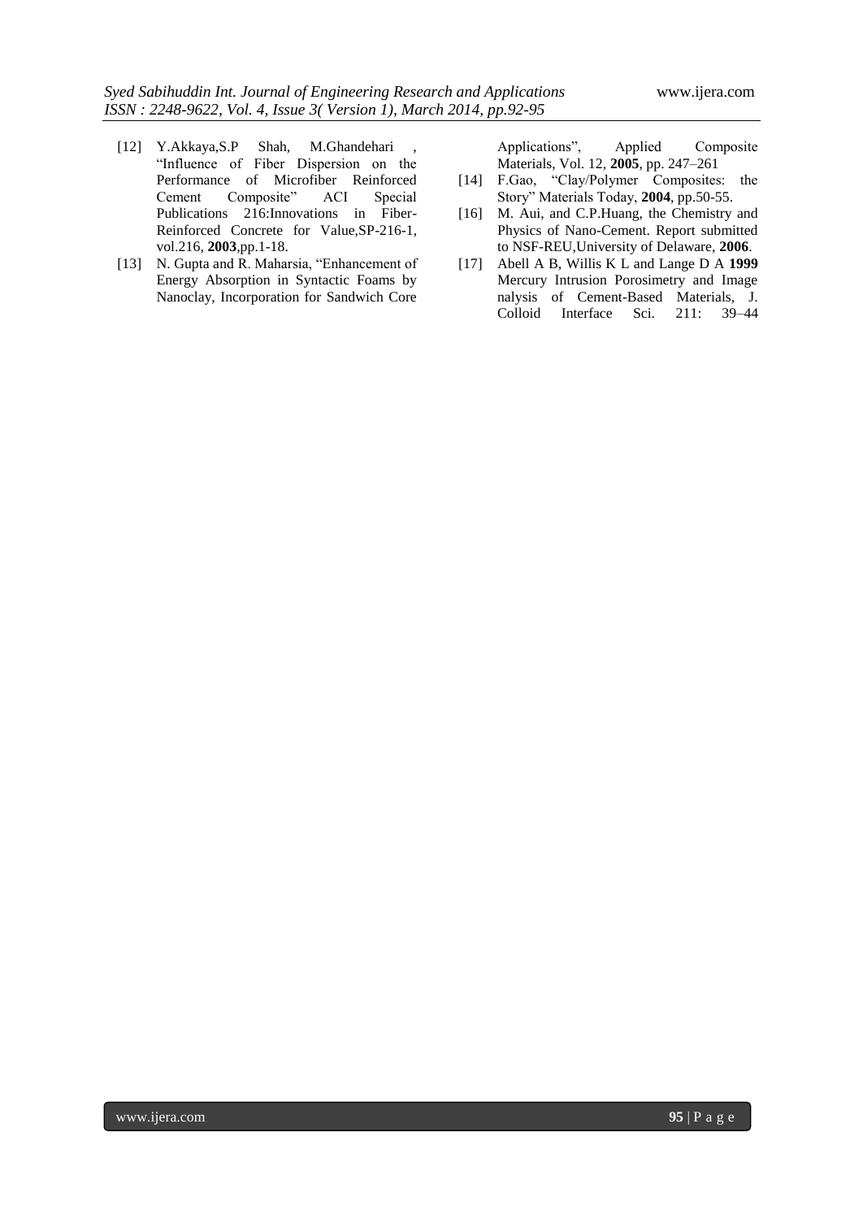[12] Y.Akkaya,S.P Shah, M.Ghandehari , "Influence of Fiber Dispersion on the Performance of Microfiber Reinforced Cement Composite" ACI Special Publications 216:Innovations in Fiber-Reinforced Concrete for Value,SP-216-1, vol.216, **2003**,pp.1-18.

[13] N. Gupta and R. Maharsia, "Enhancement of Energy Absorption in Syntactic Foams by Nanoclay, Incorporation for Sandwich Core Applications", Applied Composite Materials, Vol. 12, **2005**, pp. 247–261

[14] F.Gao, "Clay/Polymer Composites: the Story" Materials Today, **2004**, pp.50-55.

[16] M. Aui, and C.P.Huang, the Chemistry and Physics of Nano-Cement. Report submitted to NSF-REU,University of Delaware, **2006**.

[17] Abell A B, Willis K L and Lange D A **1999** Mercury Intrusion Porosimetry and Image nalysis of Cement-Based Materials, J. Colloid Interface Sci. 211: 39–44